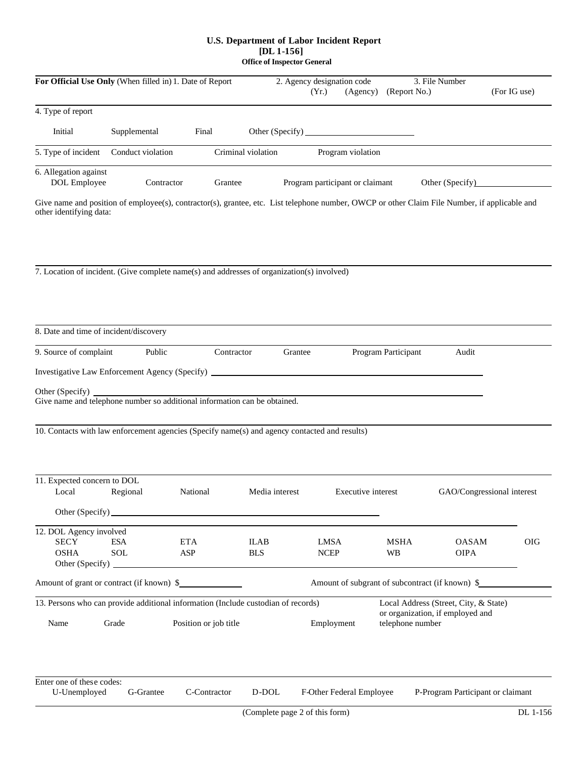# U.S. Department of Labor Incident Report
## [DL 1-156]
### Office of Inspector General

**For Official Use Only** (When filled in) 1. Date of Report 2. Agency designation code (Yr.) (Agency) (Report No.) 3. File Number (For IG use)

4. Type of report

Initial Supplemental Final Other (Specify) ______________________

5. Type of incident Conduct violation Criminal violation Program violation

6. Allegation against
DOL Employee Contractor Grantee Program participant or claimant Other (Specify) ______________

Give name and position of employee(s), contractor(s), grantee, etc. List telephone number, OWCP or other Claim File Number, if applicable and other identifying data:

7. Location of incident. (Give complete name(s) and addresses of organization(s) involved)

8. Date and time of incident/discovery

9. Source of complaint Public Contractor Grantee Program Participant Audit

Investigative Law Enforcement Agency (Specify) ______________________________________________

Other (Specify) ______________________________________________
Give name and telephone number so additional information can be obtained.

10. Contacts with law enforcement agencies (Specify name(s) and agency contacted and results)

11. Expected concern to DOL
Local Regional National Media interest Executive interest GAO/Congressional interest

Other (Specify) ______________________________________________

12. DOL Agency involved

| SECY | ESA | ETA | ILAB | LMSA | MSHA | OASAM | OIG |
|---|---|---|---|---|---|---|---|
| OSHA | SOL | ASP | BLS | NCEP | WB | OIPA | |

Other (Specify) ______________________________________________

Amount of grant or contract (if known) $______________ Amount of subgrant of subcontract (if known) $______________

13. Persons who can provide additional information (Include custodian of records)

| Name | Grade | Position or job title | Employment | Local Address (Street, City, & State) or organization, if employed and telephone number |
|---|---|---|---|---|
| | | | | |

Enter one of these codes:
U-Unemployed G-Grantee C-Contractor D-DOL F-Other Federal Employee P-Program Participant or claimant

(Complete page 2 of this form)

DL 1-156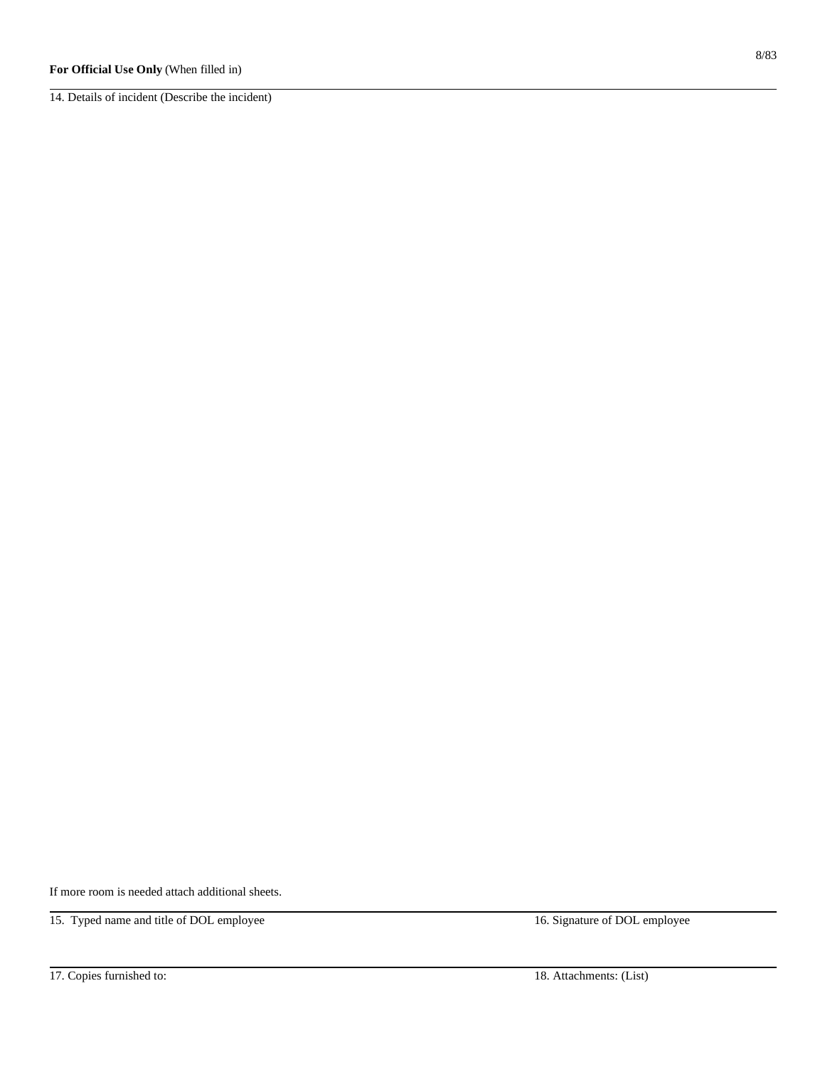**For Official Use Only** (When filled in)

8/83

14. Details of incident (Describe the incident)

If more room is needed attach additional sheets.

15. Typed name and title of DOL employee

16. Signature of DOL employee

17. Copies furnished to:

18. Attachments: (List)